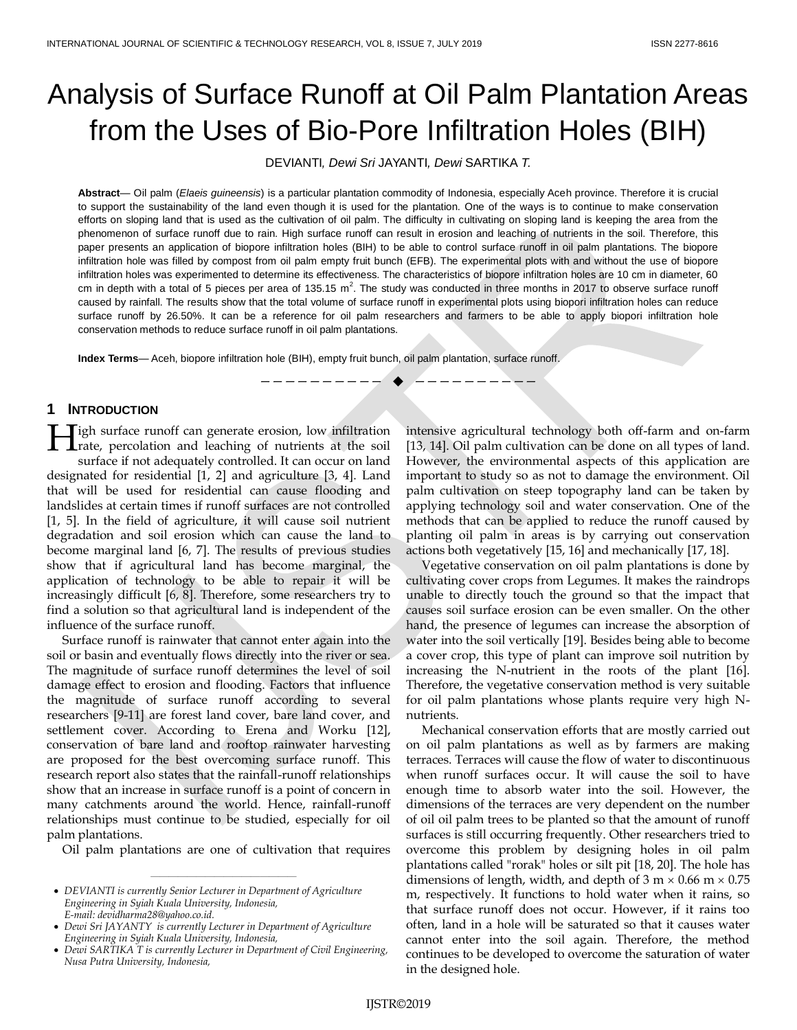# Analysis of Surface Runoff at Oil Palm Plantation Areas from the Uses of Bio-Pore Infiltration Holes (BIH)

DEVIANTI, *Dewi Sri* JAYANTI, *Dewi* SARTIKA *T.*

**Abstract**— Oil palm (*Elaeis guineensis*) is a particular plantation commodity of Indonesia, especially Aceh province. Therefore it is crucial to support the sustainability of the land even though it is used for the plantation. One of the ways is to continue to make conservation efforts on sloping land that is used as the cultivation of oil palm. The difficulty in cultivating on sloping land is keeping the area from the phenomenon of surface runoff due to rain. High surface runoff can result in erosion and leaching of nutrients in the soil. Therefore, this paper presents an application of biopore infiltration holes (BIH) to be able to control surface runoff in oil palm plantations. The biopore infiltration hole was filled by compost from oil palm empty fruit bunch (EFB). The experimental plots with and without the use of biopore infiltration holes was experimented to determine its effectiveness. The characteristics of biopore infiltration holes are 10 cm in diameter, 60 cm in depth with a total of 5 pieces per area of 135.15 $m^2$. The study was conducted in three months in 2017 to observe surface runoff caused by rainfall. The results show that the total volume of surface runoff in experimental plots using biopori infiltration holes can reduce surface runoff by 26.50%. It can be a reference for oil palm researchers and farmers to be able to apply biopori infiltration hole conservation methods to reduce surface runoff in oil palm plantations.

**Index Terms**— Aceh, biopore infiltration hole (BIH), empty fruit bunch, oil palm plantation, surface runoff.

---

## 1 INTRODUCTION

High surface runoff can generate erosion, low infiltration rate, percolation and leaching of nutrients at the soil surface if not adequately controlled. It can occur on land designated for residential [1, 2] and agriculture [3, 4]. Land that will be used for residential can cause flooding and landslides at certain times if runoff surfaces are not controlled [1, 5]. In the field of agriculture, it will cause soil nutrient degradation and soil erosion which can cause the land to become marginal land [6, 7]. The results of previous studies show that if agricultural land has become marginal, the application of technology to be able to repair it will be increasingly difficult [6, 8]. Therefore, some researchers try to find a solution so that agricultural land is independent of the influence of the surface runoff.

Surface runoff is rainwater that cannot enter again into the soil or basin and eventually flows directly into the river or sea. The magnitude of surface runoff determines the level of soil damage effect to erosion and flooding. Factors that influence the magnitude of surface runoff according to several researchers [9-11] are forest land cover, bare land cover, and settlement cover. According to Erena and Worku [12], conservation of bare land and rooftop rainwater harvesting are proposed for the best overcoming surface runoff. This research report also states that the rainfall-runoff relationships show that an increase in surface runoff is a point of concern in many catchments around the world. Hence, rainfall-runoff relationships must continue to be studied, especially for oil palm plantations.

Oil palm plantations are one of cultivation that requires intensive agricultural technology both off-farm and on-farm [13, 14]. Oil palm cultivation can be done on all types of land. However, the environmental aspects of this application are important to study so as not to damage the environment. Oil palm cultivation on steep topography land can be taken by applying technology soil and water conservation. One of the methods that can be applied to reduce the runoff caused by planting oil palm in areas is by carrying out conservation actions both vegetatively [15, 16] and mechanically [17, 18].

Vegetative conservation on oil palm plantations is done by cultivating cover crops from Legumes. It makes the raindrops unable to directly touch the ground so that the impact that causes soil surface erosion can be even smaller. On the other hand, the presence of legumes can increase the absorption of water into the soil vertically [19]. Besides being able to become a cover crop, this type of plant can improve soil nutrition by increasing the N-nutrient in the roots of the plant [16]. Therefore, the vegetative conservation method is very suitable for oil palm plantations whose plants require very high N-nutrients.

Mechanical conservation efforts that are mostly carried out on oil palm plantations as well as by farmers are making terraces. Terraces will cause the flow of water to discontinuous when runoff surfaces occur. It will cause the soil to have enough time to absorb water into the soil. However, the dimensions of the terraces are very dependent on the number of oil oil palm trees to be planted so that the amount of runoff surfaces is still occurring frequently. Other researchers tried to overcome this problem by designing holes in oil palm plantations called "rorak" holes or silt pit [18, 20]. The hole has dimensions of length, width, and depth of 3 m × 0.66 m × 0.75 m, respectively. It functions to hold water when it rains, so that surface runoff does not occur. However, if it rains too often, land in a hole will be saturated so that it causes water cannot enter into the soil again. Therefore, the method continues to be developed to overcome the saturation of water in the designed hole.

---

- *DEVIANTI is currently Senior Lecturer in Department of Agriculture Engineering in Syiah Kuala University, Indonesia, E-mail: devidharma28@yahoo.co.id.*
- *Dewi Sri JAYANTY is currently Lecturer in Department of Agriculture Engineering in Syiah Kuala University, Indonesia,*
- *Dewi SARTIKA T is currently Lecturer in Department of Civil Engineering, Nusa Putra University, Indonesia,*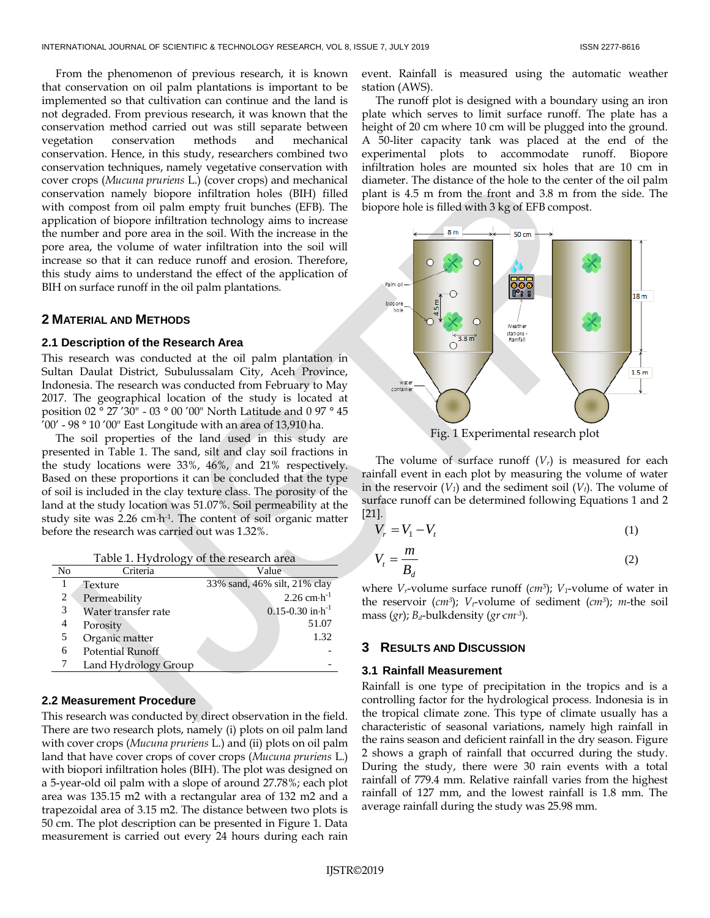From the phenomenon of previous research, it is known that conservation on oil palm plantations is important to be implemented so that cultivation can continue and the land is not degraded. From previous research, it was known that the conservation method carried out was still separate between vegetation conservation methods and mechanical conservation. Hence, in this study, researchers combined two conservation techniques, namely vegetative conservation with cover crops (*Mucuna pruriens* L.) (cover crops) and mechanical conservation namely biopore infiltration holes (BIH) filled with compost from oil palm empty fruit bunches (EFB). The application of biopore infiltration technology aims to increase the number and pore area in the soil. With the increase in the pore area, the volume of water infiltration into the soil will increase so that it can reduce runoff and erosion. Therefore, this study aims to understand the effect of the application of BIH on surface runoff in the oil palm plantations.

## 2 Material and Methods

### 2.1 Description of the Research Area

This research was conducted at the oil palm plantation in Sultan Daulat District, Subulussalam City, Aceh Province, Indonesia. The research was conducted from February to May 2017. The geographical location of the study is located at position 02 ° 27 '30" - 03 ° 00 '00" North Latitude and 0 97 ° 45 '00' - 98 ° 10 '00" East Longitude with an area of 13,910 ha.

The soil properties of the land used in this study are presented in Table 1. The sand, silt and clay soil fractions in the study locations were 33%, 46%, and 21% respectively. Based on these proportions it can be concluded that the type of soil is included in the clay texture class. The porosity of the land at the study location was 51.07%. Soil permeability at the study site was 2.26 cm·h$^{-1}$. The content of soil organic matter before the research was carried out was 1.32%.

Table 1. Hydrology of the research area

| No | Criteria | Value |
|---|---|---|
| 1 | Texture | 33% sand, 46% silt, 21% clay |
| 2 | Permeability | 2.26 cm·h$^{-1}$ |
| 3 | Water transfer rate | 0.15-0.30 in·h$^{-1}$ |
| 4 | Porosity | 51.07 |
| 5 | Organic matter | 1.32 |
| 6 | Potential Runoff | - |
| 7 | Land Hydrology Group | - |

### 2.2 Measurement Procedure

This research was conducted by direct observation in the field. There are two research plots, namely (i) plots on oil palm land with cover crops (*Mucuna pruriens* L.) and (ii) plots on oil palm land that have cover crops of cover crops (*Mucuna pruriens* L.) with biopori infiltration holes (BIH). The plot was designed on a 5-year-old oil palm with a slope of around 27.78%; each plot area was 135.15 m2 with a rectangular area of 132 m2 and a trapezoidal area of 3.15 m2. The distance between two plots is 50 cm. The plot description can be presented in Figure 1. Data measurement is carried out every 24 hours during each rain event. Rainfall is measured using the automatic weather station (AWS).

The runoff plot is designed with a boundary using an iron plate which serves to limit surface runoff. The plate has a height of 20 cm where 10 cm will be plugged into the ground. A 50-liter capacity tank was placed at the end of the experimental plots to accommodate runoff. Biopore infiltration holes are mounted six holes that are 10 cm in diameter. The distance of the hole to the center of the oil palm plant is 4.5 m from the front and 3.8 m from the side. The biopore hole is filled with 3 kg of EFB compost.

Fig. 1 Experimental research plot

The volume of surface runoff ($V_r$) is measured for each rainfall event in each plot by measuring the volume of water in the reservoir ($V_1$) and the sediment soil ($V_t$). The volume of surface runoff can be determined following Equations 1 and 2 [21].

$$V_r = V_1 - V_t \tag{1}$$

$$V_t = \frac{m}{B_d} \tag{2}$$

where $V_r$-volume surface runoff ($cm^3$); $V_1$-volume of water in the reservoir ($cm^3$); $V_t$-volume of sediment ($cm^3$); $m$-the soil mass ($gr$); $B_d$-bulkdensity ($gr{\cdot}cm^{-3}$).

## 3 Results and Discussion

### 3.1 Rainfall Measurement

Rainfall is one type of precipitation in the tropics and is a controlling factor for the hydrological process. Indonesia is in the tropical climate zone. This type of climate usually has a characteristic of seasonal variations, namely high rainfall in the rains season and deficient rainfall in the dry season. Figure 2 shows a graph of rainfall that occurred during the study. During the study, there were 30 rain events with a total rainfall of 779.4 mm. Relative rainfall varies from the highest rainfall of 127 mm, and the lowest rainfall is 1.8 mm. The average rainfall during the study was 25.98 mm.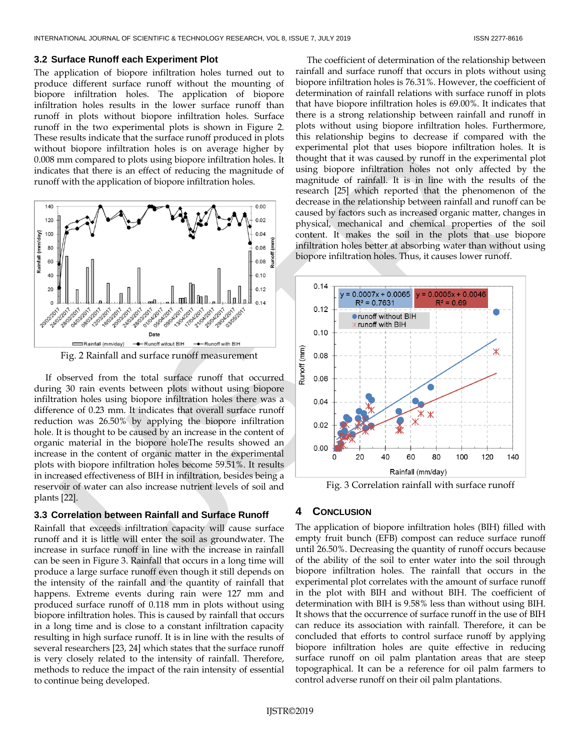### 3.2 Surface Runoff each Experiment Plot

The application of biopore infiltration holes turned out to produce different surface runoff without the mounting of biopore infiltration holes. The application of biopore infiltration holes results in the lower surface runoff than runoff in plots without biopore infiltration holes. Surface runoff in the two experimental plots is shown in Figure 2. These results indicate that the surface runoff produced in plots without biopore infiltration holes is on average higher by 0.008 mm compared to plots using biopore infiltration holes. It indicates that there is an effect of reducing the magnitude of runoff with the application of biopore infiltration holes.

Fig. 2 Rainfall and surface runoff measurement

If observed from the total surface runoff that occurred during 30 rain events between plots without using biopore infiltration holes using biopore infiltration holes there was a difference of 0.23 mm. It indicates that overall surface runoff reduction was 26.50% by applying the biopore infiltration hole. It is thought to be caused by an increase in the content of organic material in the biopore holeThe results showed an increase in the content of organic matter in the experimental plots with biopore infiltration holes become 59.51%. It results in increased effectiveness of BIH in infiltration, besides being a reservoir of water can also increase nutrient levels of soil and plants [22].

### 3.3 Correlation between Rainfall and Surface Runoff

Rainfall that exceeds infiltration capacity will cause surface runoff and it is little will enter the soil as groundwater. The increase in surface runoff in line with the increase in rainfall can be seen in Figure 3. Rainfall that occurs in a long time will produce a large surface runoff even though it still depends on the intensity of the rainfall and the quantity of rainfall that happens. Extreme events during rain were 127 mm and produced surface runoff of 0.118 mm in plots without using biopore infiltration holes. This is caused by rainfall that occurs in a long time and is close to a constant infiltration capacity resulting in high surface runoff. It is in line with the results of several researchers [23, 24] which states that the surface runoff is very closely related to the intensity of rainfall. Therefore, methods to reduce the impact of the rain intensity of essential to continue being developed.

The coefficient of determination of the relationship between rainfall and surface runoff that occurs in plots without using biopore infiltration holes is 76.31%. However, the coefficient of determination of rainfall relations with surface runoff in plots that have biopore infiltration holes is 69.00%. It indicates that there is a strong relationship between rainfall and runoff in plots without using biopore infiltration holes. Furthermore, this relationship begins to decrease if compared with the experimental plot that uses biopore infiltration holes. It is thought that it was caused by runoff in the experimental plot using biopore infiltration holes not only affected by the magnitude of rainfall. It is in line with the results of the research [25] which reported that the phenomenon of the decrease in the relationship between rainfall and runoff can be caused by factors such as increased organic matter, changes in physical, mechanical and chemical properties of the soil content. It makes the soil in the plots that use biopore infiltration holes better at absorbing water than without using biopore infiltration holes. Thus, it causes lower runoff.

Fig. 3 Correlation rainfall with surface runoff

## 4 Conclusion

The application of biopore infiltration holes (BIH) filled with empty fruit bunch (EFB) compost can reduce surface runoff until 26.50%. Decreasing the quantity of runoff occurs because of the ability of the soil to enter water into the soil through biopore infiltration holes. The rainfall that occurs in the experimental plot correlates with the amount of surface runoff in the plot with BIH and without BIH. The coefficient of determination with BIH is 9.58% less than without using BIH. It shows that the occurrence of surface runoff in the use of BIH can reduce its association with rainfall. Therefore, it can be concluded that efforts to control surface runoff by applying biopore infiltration holes are quite effective in reducing surface runoff on oil palm plantation areas that are steep topographical. It can be a reference for oil palm farmers to control adverse runoff on their oil palm plantations.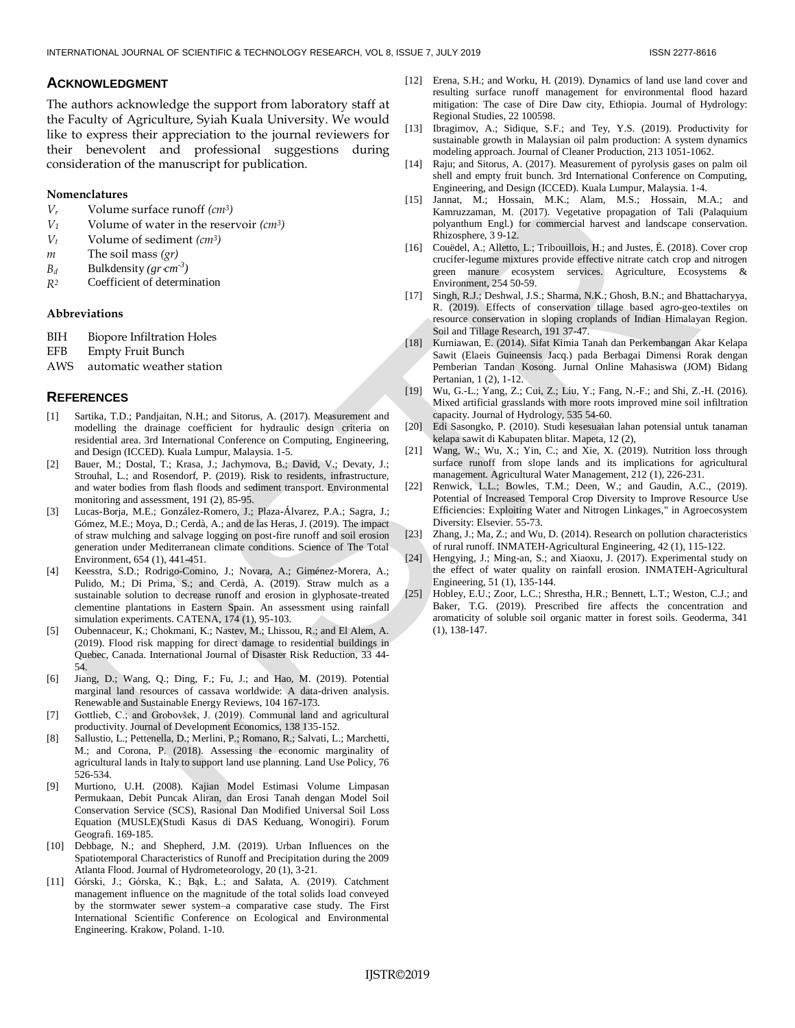## ACKNOWLEDGMENT

The authors acknowledge the support from laboratory staff at the Faculty of Agriculture, Syiah Kuala University. We would like to express their appreciation to the journal reviewers for their benevolent and professional suggestions during consideration of the manuscript for publication.

#### Nomenclatures

| | |
|---|---|
| $V_r$ | Volume surface runoff *(cm³)* |
| $V_1$ | Volume of water in the reservoir *(cm³)* |
| $V_t$ | Volume of sediment *(cm³)* |
| $m$ | The soil mass *(gr)* |
| $B_d$ | Bulkdensity *(gr·cm⁻³)* |
| $R^2$ | Coefficient of determination |

#### Abbreviations

| | |
|---|---|
| BIH | Biopore Infiltration Holes |
| EFB | Empty Fruit Bunch |
| AWS | automatic weather station |

## REFERENCES

[1] Sartika, T.D.; Pandjaitan, N.H.; and Sitorus, A. (2017). Measurement and modelling the drainage coefficient for hydraulic design criteria on residential area. 3rd International Conference on Computing, Engineering, and Design (ICCED). Kuala Lumpur, Malaysia. 1-5.

[2] Bauer, M.; Dostal, T.; Krasa, J.; Jachymova, B.; David, V.; Devaty, J.; Strouhal, L.; and Rosendorf, P. (2019). Risk to residents, infrastructure, and water bodies from flash floods and sediment transport. Environmental monitoring and assessment, 191 (2), 85-95.

[3] Lucas-Borja, M.E.; González-Romero, J.; Plaza-Álvarez, P.A.; Sagra, J.; Gómez, M.E.; Moya, D.; Cerdà, A.; and de las Heras, J. (2019). The impact of straw mulching and salvage logging on post-fire runoff and soil erosion generation under Mediterranean climate conditions. Science of The Total Environment, 654 (1), 441-451.

[4] Keesstra, S.D.; Rodrigo-Comino, J.; Novara, A.; Giménez-Morera, A.; Pulido, M.; Di Prima, S.; and Cerdà, A. (2019). Straw mulch as a sustainable solution to decrease runoff and erosion in glyphosate-treated clementine plantations in Eastern Spain. An assessment using rainfall simulation experiments. CATENA, 174 (1), 95-103.

[5] Oubennaceur, K.; Chokmani, K.; Nastev, M.; Lhissou, R.; and El Alem, A. (2019). Flood risk mapping for direct damage to residential buildings in Quebec, Canada. International Journal of Disaster Risk Reduction, 33 44-54.

[6] Jiang, D.; Wang, Q.; Ding, F.; Fu, J.; and Hao, M. (2019). Potential marginal land resources of cassava worldwide: A data-driven analysis. Renewable and Sustainable Energy Reviews, 104 167-173.

[7] Gottlieb, C.; and Grobovšek, J. (2019). Communal land and agricultural productivity. Journal of Development Economics, 138 135-152.

[8] Sallustio, L.; Pettenella, D.; Merlini, P.; Romano, R.; Salvati, L.; Marchetti, M.; and Corona, P. (2018). Assessing the economic marginality of agricultural lands in Italy to support land use planning. Land Use Policy, 76 526-534.

[9] Murtiono, U.H. (2008). Kajian Model Estimasi Volume Limpasan Permukaan, Debit Puncak Aliran, dan Erosi Tanah dengan Model Soil Conservation Service (SCS), Rasional Dan Modified Universal Soil Loss Equation (MUSLE)(Studi Kasus di DAS Keduang, Wonogiri). Forum Geografi. 169-185.

[10] Debbage, N.; and Shepherd, J.M. (2019). Urban Influences on the Spatiotemporal Characteristics of Runoff and Precipitation during the 2009 Atlanta Flood. Journal of Hydrometeorology, 20 (1), 3-21.

[11] Górski, J.; Górska, K.; Bąk, Ł.; and Sałata, A. (2019). Catchment management influence on the magnitude of the total solids load conveyed by the stormwater sewer system–a comparative case study. The First International Scientific Conference on Ecological and Environmental Engineering. Krakow, Poland. 1-10.

[12] Erena, S.H.; and Worku, H. (2019). Dynamics of land use land cover and resulting surface runoff management for environmental flood hazard mitigation: The case of Dire Daw city, Ethiopia. Journal of Hydrology: Regional Studies, 22 100598.

[13] Ibragimov, A.; Sidique, S.F.; and Tey, Y.S. (2019). Productivity for sustainable growth in Malaysian oil palm production: A system dynamics modeling approach. Journal of Cleaner Production, 213 1051-1062.

[14] Raju; and Sitorus, A. (2017). Measurement of pyrolysis gases on palm oil shell and empty fruit bunch. 3rd International Conference on Computing, Engineering, and Design (ICCED). Kuala Lumpur, Malaysia. 1-4.

[15] Jannat, M.; Hossain, M.K.; Alam, M.S.; Hossain, M.A.; and Kamruzzaman, M. (2017). Vegetative propagation of Tali (Palaquium polyanthum Engl.) for commercial harvest and landscape conservation. Rhizosphere, 3 9-12.

[16] Couëdel, A.; Alletto, L.; Tribouillois, H.; and Justes, É. (2018). Cover crop crucifer-legume mixtures provide effective nitrate catch crop and nitrogen green manure ecosystem services. Agriculture, Ecosystems & Environment, 254 50-59.

[17] Singh, R.J.; Deshwal, J.S.; Sharma, N.K.; Ghosh, B.N.; and Bhattacharyya, R. (2019). Effects of conservation tillage based agro-geo-textiles on resource conservation in sloping croplands of Indian Himalayan Region. Soil and Tillage Research, 191 37-47.

[18] Kurniawan, E. (2014). Sifat Kimia Tanah dan Perkembangan Akar Kelapa Sawit (Elaeis Guineensis Jacq.) pada Berbagai Dimensi Rorak dengan Pemberian Tandan Kosong. Jurnal Online Mahasiswa (JOM) Bidang Pertanian, 1 (2), 1-12.

[19] Wu, G.-L.; Yang, Z.; Cui, Z.; Liu, Y.; Fang, N.-F.; and Shi, Z.-H. (2016). Mixed artificial grasslands with more roots improved mine soil infiltration capacity. Journal of Hydrology, 535 54-60.

[20] Edi Sasongko, P. (2010). Studi kesesuaian lahan potensial untuk tanaman kelapa sawit di Kabupaten blitar. Mapeta, 12 (2),

[21] Wang, W.; Wu, X.; Yin, C.; and Xie, X. (2019). Nutrition loss through surface runoff from slope lands and its implications for agricultural management. Agricultural Water Management, 212 (1), 226-231.

[22] Renwick, L.L.; Bowles, T.M.; Deen, W.; and Gaudin, A.C., (2019). Potential of Increased Temporal Crop Diversity to Improve Resource Use Efficiencies: Exploiting Water and Nitrogen Linkages," in Agroecosystem Diversity: Elsevier. 55-73.

[23] Zhang, J.; Ma, Z.; and Wu, D. (2014). Research on pollution characteristics of rural runoff. INMATEH-Agricultural Engineering, 42 (1), 115-122.

[24] Hengying, J.; Ming-an, S.; and Xiaoxu, J. (2017). Experimental study on the effect of water quality on rainfall erosion. INMATEH-Agricultural Engineering, 51 (1), 135-144.

[25] Hobley, E.U.; Zoor, L.C.; Shrestha, H.R.; Bennett, L.T.; Weston, C.J.; and Baker, T.G. (2019). Prescribed fire affects the concentration and aromaticity of soluble soil organic matter in forest soils. Geoderma, 341 (1), 138-147.